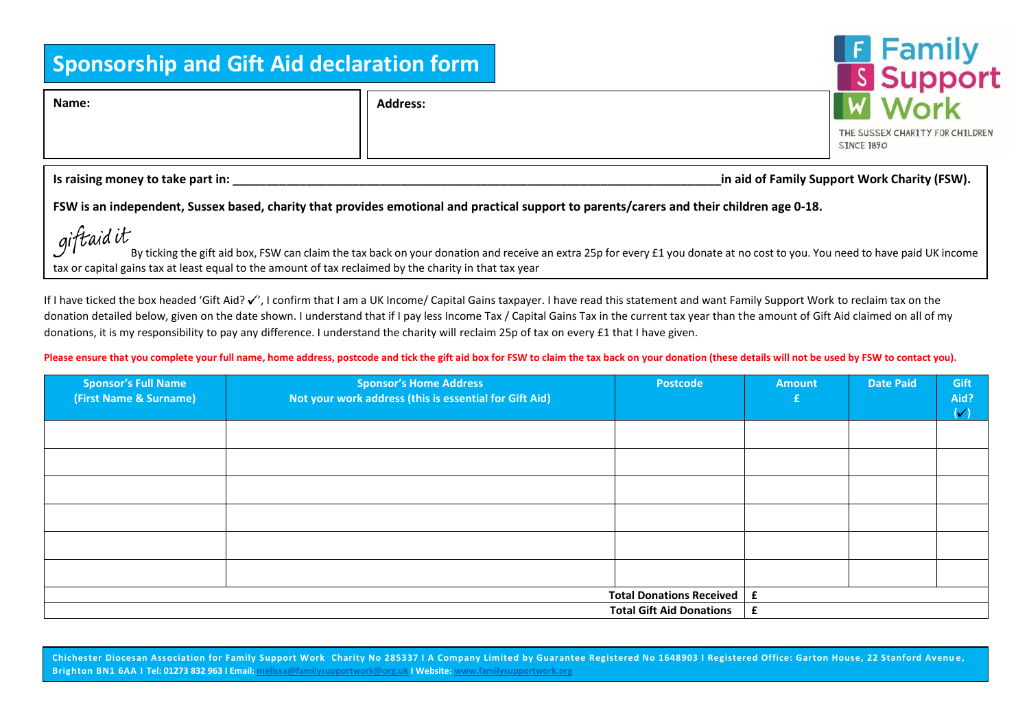# Sponsorship and Gift Aid declaration form

Family Support Work
THE SUSSEX CHARITY FOR CHILDREN SINCE 1890

| **Name:** | **Address:** |
|---|---|
| | |

**Is raising money to take part in: \_\_\_\_\_\_\_\_\_\_\_\_\_\_\_\_\_\_\_\_\_\_\_\_\_\_\_\_\_\_\_\_\_\_\_\_\_\_\_\_\_\_\_\_\_\_\_\_\_\_\_\_\_\_\_\_\_\_\_\_\_\_\_\_\_\_\_\_\_\_\_\_\_\_\_\_\_ in aid of Family Support Work Charity (FSW).**

**FSW is an independent, Sussex based, charity that provides emotional and practical support to parents/carers and their children age 0-18.**

*giftaid it*
By ticking the gift aid box, FSW can claim the tax back on your donation and receive an extra 25p for every £1 you donate at no cost to you. You need to have paid UK income tax or capital gains tax at least equal to the amount of tax reclaimed by the charity in that tax year

If I have ticked the box headed 'Gift Aid? ✓', I confirm that I am a UK Income/ Capital Gains taxpayer. I have read this statement and want Family Support Work to reclaim tax on the donation detailed below, given on the date shown. I understand that if I pay less Income Tax / Capital Gains Tax in the current tax year than the amount of Gift Aid claimed on all of my donations, it is my responsibility to pay any difference. I understand the charity will reclaim 25p of tax on every £1 that I have given.

**Please ensure that you complete your full name, home address, postcode and tick the gift aid box for FSW to claim the tax back on your donation (these details will not be used by FSW to contact you).**

| Sponsor's Full Name (First Name & Surname) | Sponsor's Home Address Not your work address (this is essential for Gift Aid) | Postcode | Amount £ | Date Paid | Gift Aid? (✓) |
|---|---|---|---|---|---|
| | | | | | |
| | | | | | |
| | | | | | |
| | | | | | |
| | | | | | |
| | | | | | |
| | | **Total Donations Received** | £ | | |
| | | **Total Gift Aid Donations** | £ | | |

**Chichester Diocesan Association for Family Support Work Charity No 285337 I A Company Limited by Guarantee Registered No 1648903 I Registered Office: Garton House, 22 Stanford Avenue, Brighton BN1 6AA I Tel: 01273 832 963 I Email: melissa@familysupportwork@org.uk I Website: www.familysupportwork.org**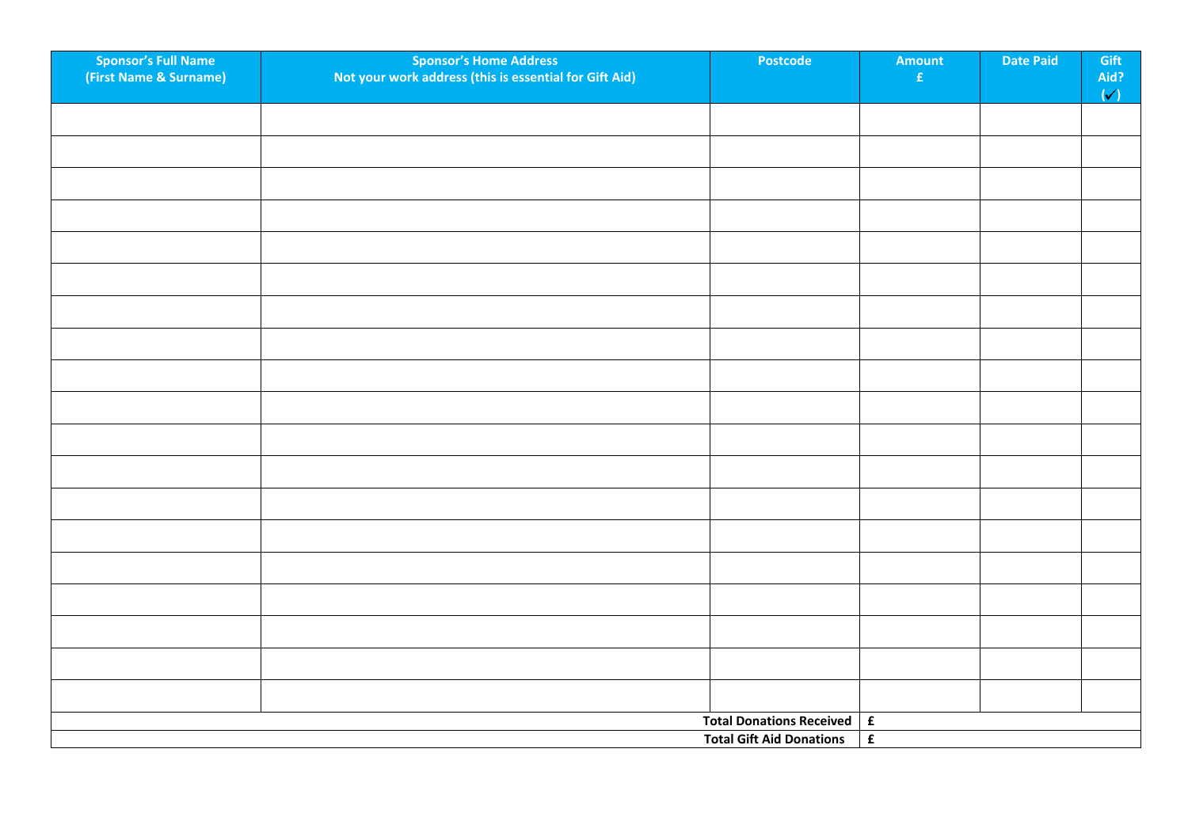| Sponsor's Full Name (First Name & Surname) | Sponsor's Home Address Not your work address (this is essential for Gift Aid) | Postcode | Amount £ | Date Paid | Gift Aid? (✓) |
|---|---|---|---|---|---|
| | | | | | |
| | | | | | |
| | | | | | |
| | | | | | |
| | | | | | |
| | | | | | |
| | | | | | |
| | | | | | |
| | | | | | |
| | | | | | |
| | | | | | |
| | | | | | |
| | | | | | |
| | | | | | |
| | | | | | |
| | | | | | |
| | | | | | |
| | | | | | |
| | | | | | |
| | | **Total Donations Received** | **£** | | |
| | | **Total Gift Aid Donations** | **£** | | |